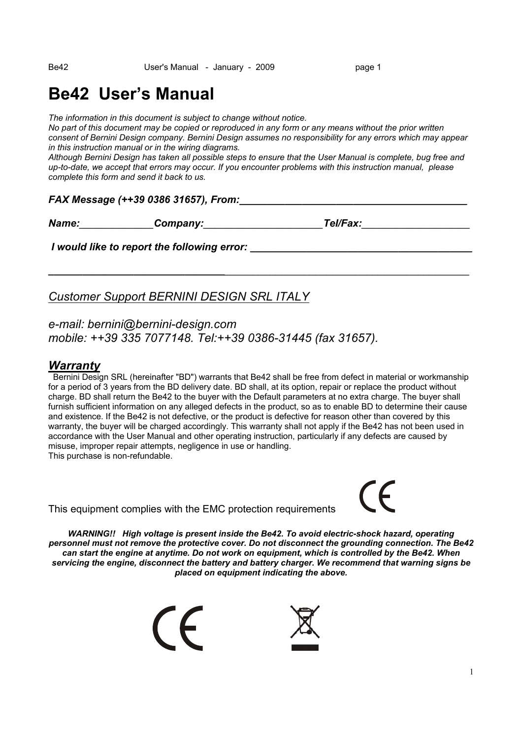# Be42 User's Manual

*The information in this document is subject to change without notice.*
*No part of this document may be copied or reproduced in any form or any means without the prior written consent of Bernini Design company. Bernini Design assumes no responsibility for any errors which may appear in this instruction manual or in the wiring diagrams.*
*Although Bernini Design has taken all possible steps to ensure that the User Manual is complete, bug free and up-to-date, we accept that errors may occur. If you encounter problems with this instruction manual, please complete this form and send it back to us.*

***FAX Message (++39 0386 31657), From:________________________________________***

***Name:_____________Company:_____________________Tel/Fax:___________________***

***I would like to report the following error: _______________________________________***

________________________________________________________________________________

*Customer Support BERNINI DESIGN SRL ITALY*

*e-mail: bernini@bernini-design.com*
*mobile: ++39 335 7077148. Tel:++39 0386-31445 (fax 31657).*

## *Warranty*

Bernini Design SRL (hereinafter "BD") warrants that Be42 shall be free from defect in material or workmanship for a period of 3 years from the BD delivery date. BD shall, at its option, repair or replace the product without charge. BD shall return the Be42 to the buyer with the Default parameters at no extra charge. The buyer shall furnish sufficient information on any alleged defects in the product, so as to enable BD to determine their cause and existence. If the Be42 is not defective, or the product is defective for reason other than covered by this warranty, the buyer will be charged accordingly. This warranty shall not apply if the Be42 has not been used in accordance with the User Manual and other operating instruction, particularly if any defects are caused by misuse, improper repair attempts, negligence in use or handling.
This purchase is non-refundable.

This equipment complies with the EMC protection requirements

***WARNING!! High voltage is present inside the Be42. To avoid electric-shock hazard, operating personnel must not remove the protective cover. Do not disconnect the grounding connection. The Be42 can start the engine at anytime. Do not work on equipment, which is controlled by the Be42. When servicing the engine, disconnect the battery and battery charger. We recommend that warning signs be placed on equipment indicating the above.***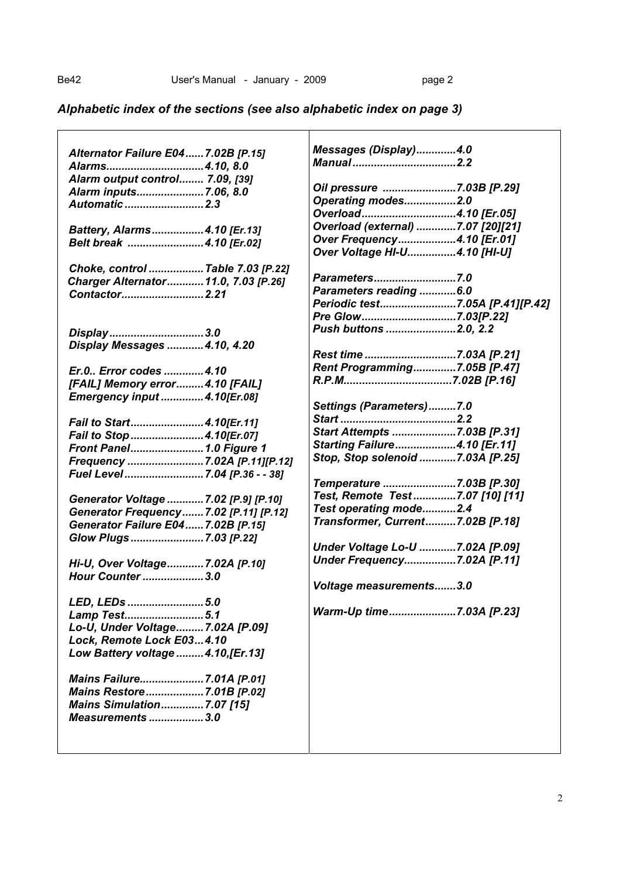### *Alphabetic index of the sections (see also alphabetic index on page 3)*

*Alternator Failure E04......7.02B [P.15]*
*Alarms................................4.10, 8.0*
*Alarm output control........ 7.09, [39]*
*Alarm inputs......................7.06, 8.0*
*Automatic..........................2.3*

*Battery, Alarms.................4.10 [Er.13]*
*Belt break .........................4.10 [Er.02]*

*Choke, control ..................Table 7.03 [P.22]*
*Charger Alternator............11.0, 7.03 [P.26]*
*Contactor...........................2.21*

*Display...............................3.0*
*Display Messages ............4.10, 4.20*

*Er.0.. Error codes .............4.10*
*[FAIL] Memory error.........4.10 [FAIL]*
*Emergency input ..............4.10[Er.08]*

*Fail to Start........................4.10[Er.11]*
*Fail to Stop........................4.10[Er.07]*
*Front Panel........................1.0 Figure 1*
*Frequency .........................7.02A [P.11][P.12]*
*Fuel Level..........................7.04 [P.36 - - 38]*

*Generator Voltage ............7.02 [P.9] [P.10]*
*Generator Frequency.......7.02 [P.11] [P.12]*
*Generator Failure E04......7.02B [P.15]*
*Glow Plugs........................7.03 [P.22]*

*Hi-U, Over Voltage............7.02A [P.10]*
*Hour Counter ....................3.0*

*LED, LEDs .........................5.0*
*Lamp Test..........................5.1*
*Lo-U, Under Voltage.........7.02A [P.09]*
*Lock, Remote Lock E03...4.10*
*Low Battery voltage .........4.10,[Er.13]*

*Mains Failure.....................7.01A [P.01]*
*Mains Restore...................7.01B [P.02]*
*Mains Simulation..............7.07 [15]*
*Measurements ..................3.0*

*Messages (Display).............4.0*
*Manual.................................2.2*

*Oil pressure ........................7.03B [P.29]*
*Operating modes.................2.0*
*Overload..............................4.10 [Er.05]*
*Overload (external) .............7.07 [20][21]*
*Over Frequency...................4.10 [Er.01]*
*Over Voltage HI-U................4.10 [HI-U]*

*Parameters..........................7.0*
*Parameters reading ............6.0*
*Periodic test.........................7.05A [P.41][P.42]*
*Pre Glow..............................7.03[P.22]*
*Push buttons .......................2.0, 2.2*

*Rest time ..............................7.03A [P.21]*
*Rent Programming..............7.05B [P.47]*
*R.P.M...................................7.02B [P.16]*

*Settings (Parameters).........7.0*
*Start .....................................2.2*
*Start Attempts .....................7.03B [P.31]*
*Starting Failure....................4.10 [Er.11]*
*Stop, Stop solenoid ............7.03A [P.25]*

*Temperature ........................7.03B [P.30]*
*Test, Remote Test..............7.07 [10] [11]*
*Test operating mode...........2.4*
*Transformer, Current..........7.02B [P.18]*

*Under Voltage Lo-U ............7.02A [P.09]*
*Under Frequency.................7.02A [P.11]*

*Voltage measurements.......3.0*

*Warm-Up time......................7.03A [P.23]*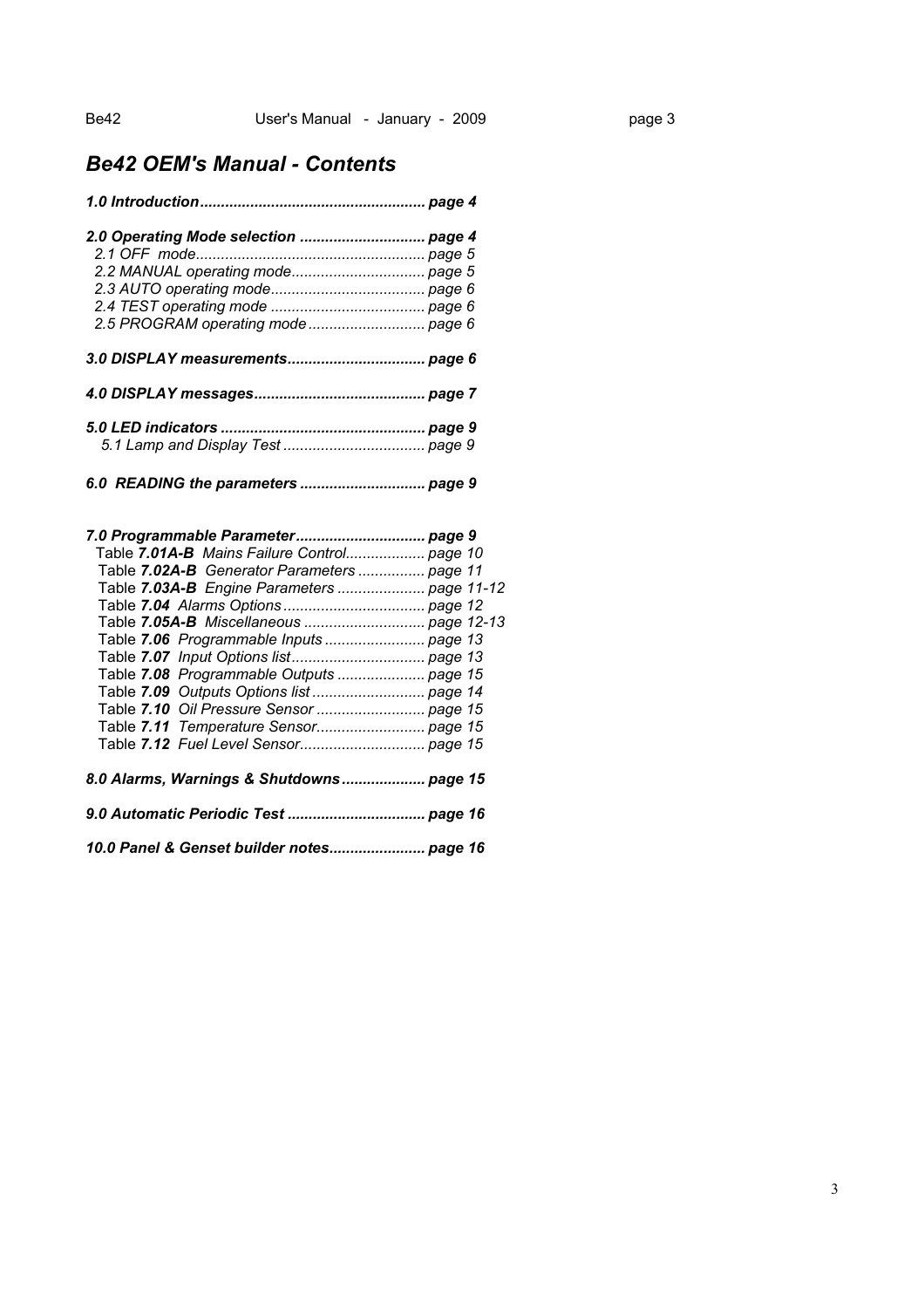# *Be42 OEM's Manual - Contents*

***1.0 Introduction..................................................... page 4***

***2.0 Operating Mode selection ............................. page 4***
*2.1 OFF mode...................................................... page 5*
*2.2 MANUAL operating mode................................ page 5*
*2.3 AUTO operating mode..................................... page 6*
*2.4 TEST operating mode ..................................... page 6*
*2.5 PROGRAM operating mode ............................ page 6*

***3.0 DISPLAY measurements................................. page 6***

***4.0 DISPLAY messages......................................... page 7***

***5.0 LED indicators ................................................ page 9***
*5.1 Lamp and Display Test .................................. page 9*

***6.0 READING the parameters ............................. page 9***

***7.0 Programmable Parameter............................... page 9***
Table ***7.01A-B*** *Mains Failure Control................... page 10*
Table ***7.02A-B*** *Generator Parameters ................ page 11*
Table ***7.03A-B*** *Engine Parameters ..................... page 11-12*
Table ***7.04*** *Alarms Options .................................. page 12*
Table ***7.05A-B*** *Miscellaneous ............................ page 12-13*
Table ***7.06*** *Programmable Inputs ........................ page 13*
Table ***7.07*** *Input Options list................................ page 13*
Table ***7.08*** *Programmable Outputs ..................... page 15*
Table ***7.09*** *Outputs Options list ........................... page 14*
Table ***7.10*** *Oil Pressure Sensor .......................... page 15*
Table ***7.11*** *Temperature Sensor.......................... page 15*
Table ***7.12*** *Fuel Level Sensor.............................. page 15*

***8.0 Alarms, Warnings & Shutdowns.................... page 15***

***9.0 Automatic Periodic Test ................................. page 16***

***10.0 Panel & Genset builder notes....................... page 16***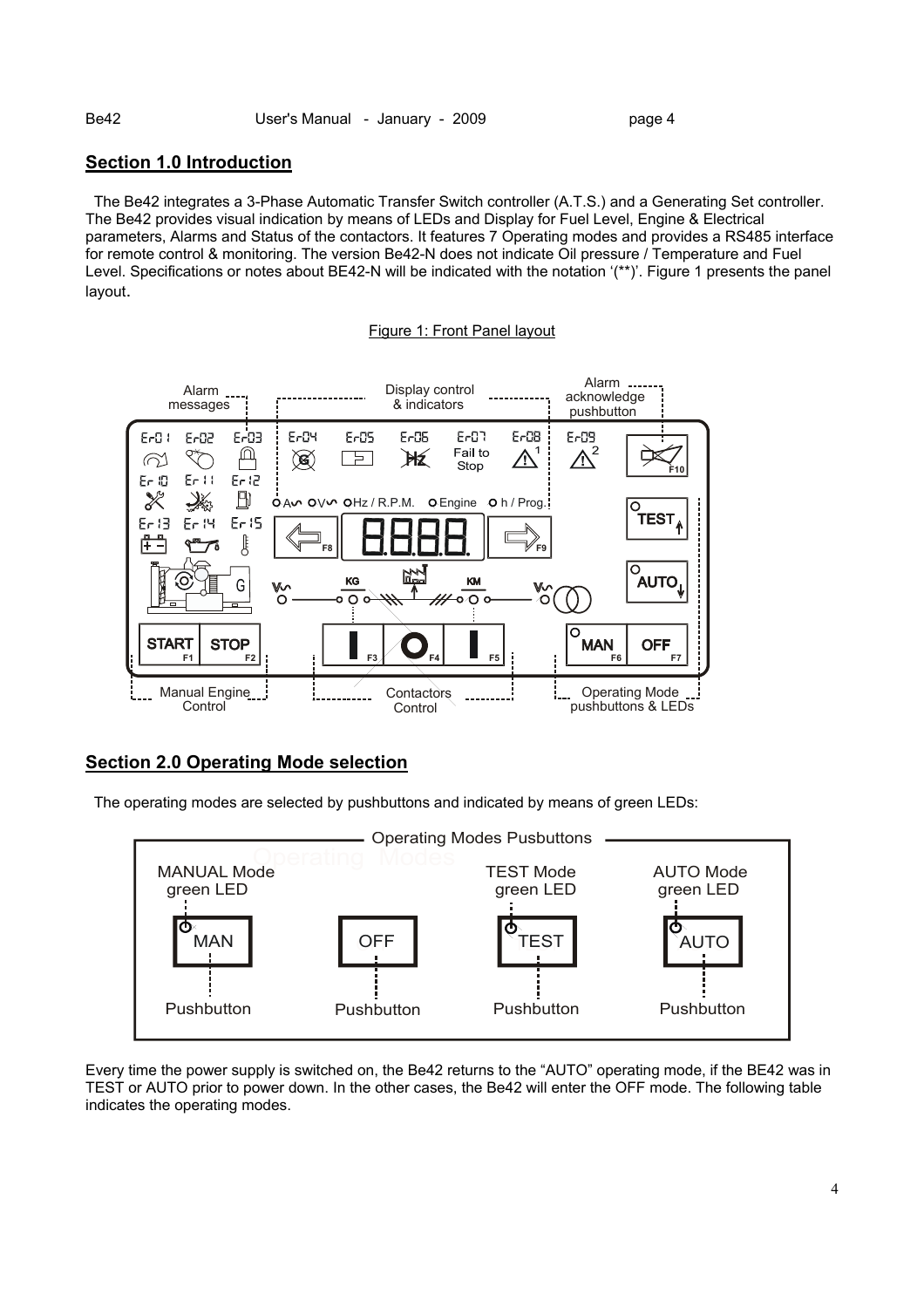## Section 1.0 Introduction

The Be42 integrates a 3-Phase Automatic Transfer Switch controller (A.T.S.) and a Generating Set controller. The Be42 provides visual indication by means of LEDs and Display for Fuel Level, Engine & Electrical parameters, Alarms and Status of the contactors. It features 7 Operating modes and provides a RS485 interface for remote control & monitoring. The version Be42-N does not indicate Oil pressure / Temperature and Fuel Level. Specifications or notes about BE42-N will be indicated with the notation '(**)'. Figure 1 presents the panel layout.

Figure 1: Front Panel layout

## Section 2.0 Operating Mode selection

The operating modes are selected by pushbuttons and indicated by means of green LEDs:

Every time the power supply is switched on, the Be42 returns to the "AUTO" operating mode, if the BE42 was in TEST or AUTO prior to power down. In the other cases, the Be42 will enter the OFF mode. The following table indicates the operating modes.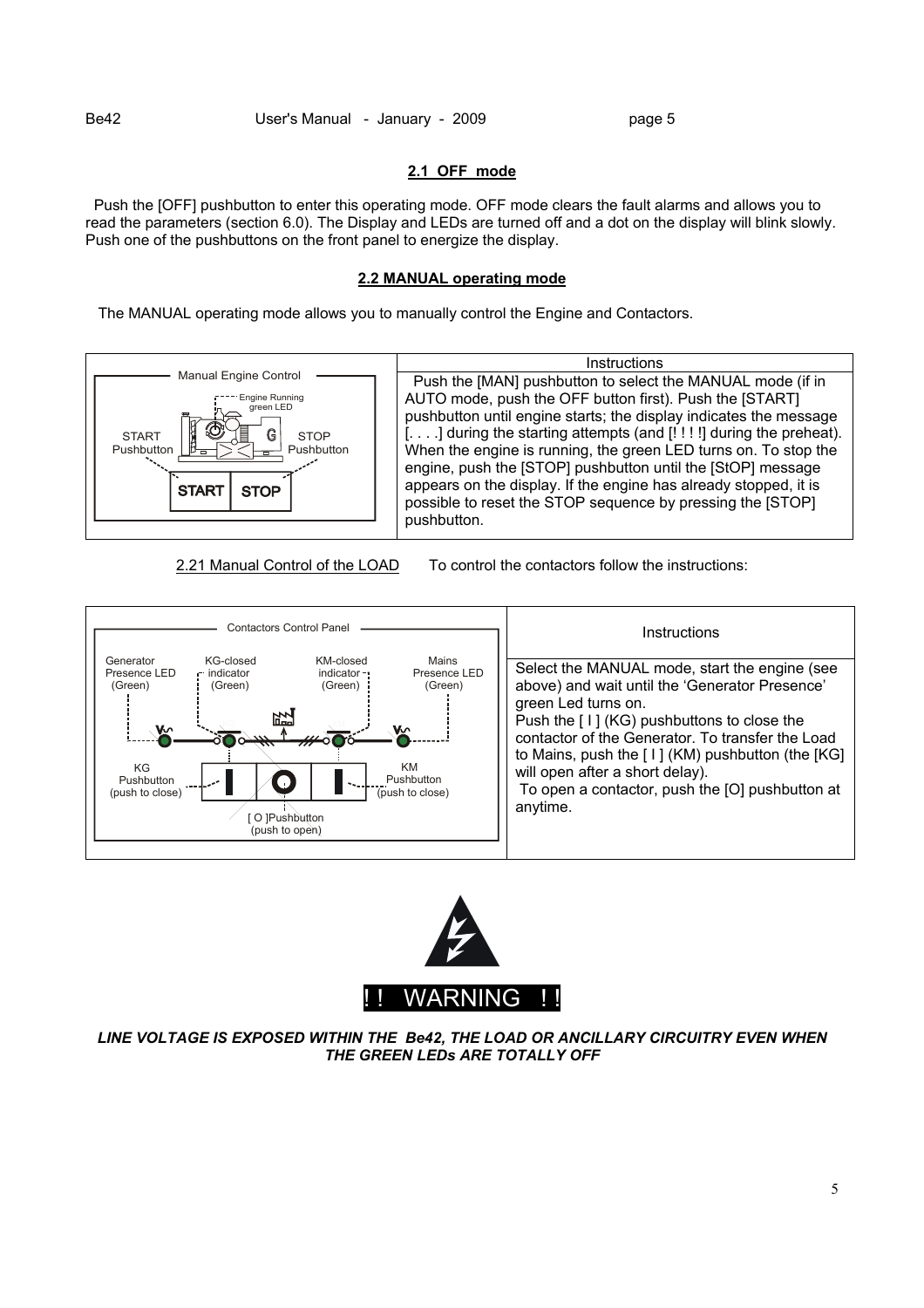## 2.1 OFF mode

Push the [OFF] pushbutton to enter this operating mode. OFF mode clears the fault alarms and allows you to read the parameters (section 6.0). The Display and LEDs are turned off and a dot on the display will blink slowly. Push one of the pushbuttons on the front panel to energize the display.

## 2.2 MANUAL operating mode

The MANUAL operating mode allows you to manually control the Engine and Contactors.

| Manual Engine Control | Instructions |
|---|---|
| Engine Running green LED; START Pushbutton; STOP Pushbutton; START; STOP | Push the [MAN] pushbutton to select the MANUAL mode (if in AUTO mode, push the OFF button first). Push the [START] pushbutton until engine starts; the display indicates the message [. . . .] during the starting attempts (and [! ! ! !] during the preheat). When the engine is running, the green LED turns on. To stop the engine, push the [STOP] pushbutton until the [StOP] message appears on the display. If the engine has already stopped, it is possible to reset the STOP sequence by pressing the [STOP] pushbutton. |

2.21 Manual Control of the LOAD     To control the contactors follow the instructions:

| Contactors Control Panel | Instructions |
|---|---|
| Generator Presence LED (Green); KG-closed indicator (Green); KM-closed indicator (Green); Mains Presence LED (Green); KG Pushbutton (push to close); KM Pushbutton (push to close); [ O ]Pushbutton (push to open) | Select the MANUAL mode, start the engine (see above) and wait until the 'Generator Presence' green Led turns on. Push the [ I ] (KG) pushbuttons to close the contactor of the Generator. To transfer the Load to Mains, push the [ I ] (KM) pushbutton (the [KG] will open after a short delay). To open a contactor, push the [O] pushbutton at anytime. |

**!! WARNING !!**

***LINE VOLTAGE IS EXPOSED WITHIN THE Be42, THE LOAD OR ANCILLARY CIRCUITRY EVEN WHEN THE GREEN LEDs ARE TOTALLY OFF***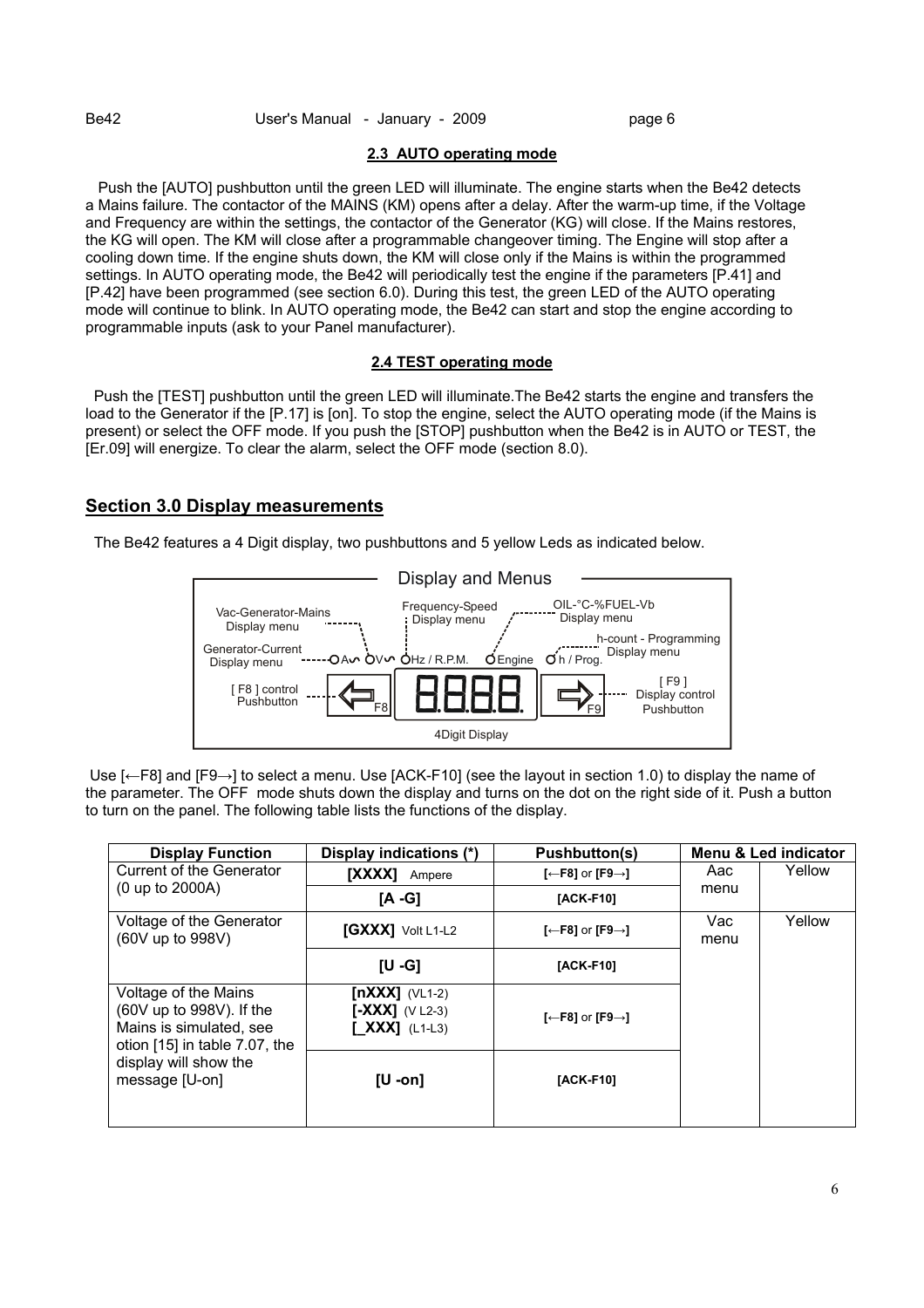### 2.3 AUTO operating mode

Push the [AUTO] pushbutton until the green LED will illuminate. The engine starts when the Be42 detects a Mains failure. The contactor of the MAINS (KM) opens after a delay. After the warm-up time, if the Voltage and Frequency are within the settings, the contactor of the Generator (KG) will close. If the Mains restores, the KG will open. The KM will close after a programmable changeover timing. The Engine will stop after a cooling down time. If the engine shuts down, the KM will close only if the Mains is within the programmed settings. In AUTO operating mode, the Be42 will periodically test the engine if the parameters [P.41] and [P.42] have been programmed (see section 6.0). During this test, the green LED of the AUTO operating mode will continue to blink. In AUTO operating mode, the Be42 can start and stop the engine according to programmable inputs (ask to your Panel manufacturer).

### 2.4 TEST operating mode

Push the [TEST] pushbutton until the green LED will illuminate.The Be42 starts the engine and transfers the load to the Generator if the [P.17] is [on]. To stop the engine, select the AUTO operating mode (if the Mains is present) or select the OFF mode. If you push the [STOP] pushbutton when the Be42 is in AUTO or TEST, the [Er.09] will energize. To clear the alarm, select the OFF mode (section 8.0).

## Section 3.0 Display measurements

The Be42 features a 4 Digit display, two pushbuttons and 5 yellow Leds as indicated below.

Display and Menus

- Vac-Generator-Mains Display menu
- Generator-Current Display menu
- Frequency-Speed Display menu
- OIL-°C-%FUEL-Vb Display menu
- h-count - Programming Display menu
- [ F8 ] control Pushbutton
- [ F9 ] Display control Pushbutton
- LEDs: A∿ V∿ Hz / R.P.M. Engine h / Prog.
- 4Digit Display

Use [←F8] and [F9→] to select a menu. Use [ACK-F10] (see the layout in section 1.0) to display the name of the parameter. The OFF mode shuts down the display and turns on the dot on the right side of it. Push a button to turn on the panel. The following table lists the functions of the display.

| Display Function | Display indications (*) | Pushbutton(s) | Menu & Led indicator | |
|---|---|---|---|---|
| Current of the Generator (0 up to 2000A) | **[XXXX]** Ampere | **[←F8]** or **[F9→]** | Aac menu | Yellow |
| | **[A -G]** | **[ACK-F10]** | | |
| Voltage of the Generator (60V up to 998V) | **[GXXX]** Volt L1-L2 | **[←F8]** or **[F9→]** | Vac menu | Yellow |
| | **[U -G]** | **[ACK-F10]** | | |
| Voltage of the Mains (60V up to 998V). If the Mains is simulated, see otion [15] in table 7.07, the display will show the message [U-on] | **[nXXX]** (VL1-2) **[-XXX]** (V L2-3) **[_XXX]** (L1-L3) | **[←F8]** or **[F9→]** | | |
| | **[U -on]** | **[ACK-F10]** | | |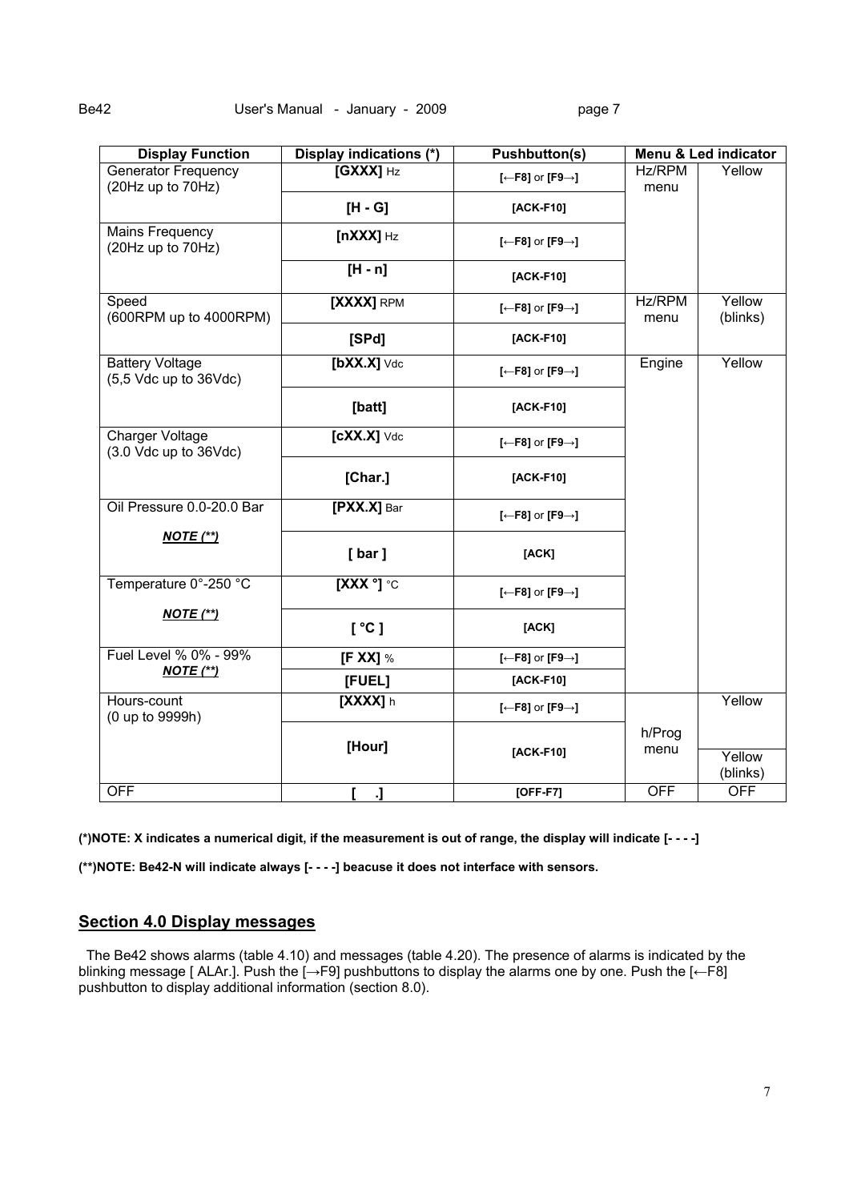| Display Function | Display indications (*) | Pushbutton(s) | Menu & Led indicator | |
|---|---|---|---|---|
| Generator Frequency (20Hz up to 70Hz) | **[GXXX]** Hz | **[←F8]** or **[F9→]** | Hz/RPM menu | Yellow |
| | **[H - G]** | **[ACK-F10]** | | |
| Mains Frequency (20Hz up to 70Hz) | **[nXXX]** Hz | **[←F8]** or **[F9→]** | | |
| | **[H - n]** | **[ACK-F10]** | | |
| Speed (600RPM up to 4000RPM) | **[XXXX]** RPM | **[←F8]** or **[F9→]** | Hz/RPM menu | Yellow (blinks) |
| | **[SPd]** | **[ACK-F10]** | | |
| Battery Voltage (5,5 Vdc up to 36Vdc) | **[bXX.X]** Vdc | **[←F8]** or **[F9→]** | Engine | Yellow |
| | **[batt]** | **[ACK-F10]** | | |
| Charger Voltage (3.0 Vdc up to 36Vdc) | **[cXX.X]** Vdc | **[←F8]** or **[F9→]** | | |
| | **[Char.]** | **[ACK-F10]** | | |
| Oil Pressure 0.0-20.0 Bar ***NOTE (**)*** | **[PXX.X]** Bar | **[←F8]** or **[F9→]** | | |
| | **[ bar ]** | **[ACK]** | | |
| Temperature 0°-250 °C ***NOTE (**)*** | **[XXX °]** °C | **[←F8]** or **[F9→]** | | |
| | **[ °C ]** | **[ACK]** | | |
| Fuel Level % 0% - 99% ***NOTE (**)*** | **[F XX]** % | **[←F8]** or **[F9→]** | | |
| | **[FUEL]** | **[ACK-F10]** | | |
| Hours-count (0 up to 9999h) | **[XXXX]** h | **[←F8]** or **[F9→]** | h/Prog menu | Yellow |
| | **[Hour]** | **[ACK-F10]** | | Yellow (blinks) |
| OFF | **[ .]** | **[OFF-F7]** | OFF | OFF |

**(*)NOTE: X indicates a numerical digit, if the measurement is out of range, the display will indicate [- - - -]**

**(**)NOTE: Be42-N will indicate always [- - - -] beacuse it does not interface with sensors.**

## Section 4.0 Display messages

The Be42 shows alarms (table 4.10) and messages (table 4.20). The presence of alarms is indicated by the blinking message [ ALAr.]. Push the [→F9] pushbuttons to display the alarms one by one. Push the [←F8] pushbutton to display additional information (section 8.0).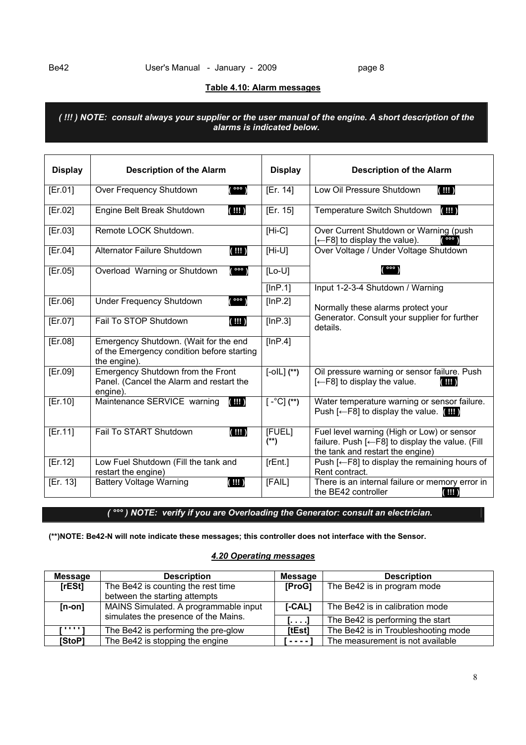### Table 4.10: Alarm messages

***( !!! ) NOTE: consult always your supplier or the user manual of the engine. A short description of the alarms is indicated below.***

| Display | Description of the Alarm | Display | Description of the Alarm |
|---|---|---|---|
| [Er.01] | Over Frequency Shutdown ( °°° ) | [Er. 14] | Low Oil Pressure Shutdown ( !!! ) |
| [Er.02] | Engine Belt Break Shutdown ( !!! ) | [Er. 15] | Temperature Switch Shutdown ( !!! ) |
| [Er.03] | Remote LOCK Shutdown. | [Hi-C] | Over Current Shutdown or Warning (push [←F8] to display the value). ( °°° ) |
| [Er.04] | Alternator Failure Shutdown ( !!! ) | [Hi-U] | Over Voltage / Under Voltage Shutdown ( °°° ) |
| [Er.05] | Overload Warning or Shutdown ( °°° ) | [Lo-U] | |
| | | [InP.1] | Input 1-2-3-4 Shutdown / Warning |
| [Er.06] | Under Frequency Shutdown ( °°° ) | [InP.2] | Normally these alarms protect your Generator. Consult your supplier for further details. |
| [Er.07] | Fail To STOP Shutdown ( !!! ) | [InP.3] | |
| [Er.08] | Emergency Shutdown. (Wait for the end of the Emergency condition before starting the engine). | [InP.4] | |
| [Er.09] | Emergency Shutdown from the Front Panel. (Cancel the Alarm and restart the engine). | [-oIL] (**) | Oil pressure warning or sensor failure. Push [←F8] to display the value. ( !!! ) |
| [Er.10] | Maintenance SERVICE warning ( !!! ) | [ -°C] (**) | Water temperature warning or sensor failure. Push [←F8] to display the value. ( !!! ) |
| [Er.11] | Fail To START Shutdown ( !!! ) | [FUEL] (**) | Fuel level warning (High or Low) or sensor failure. Push [←F8] to display the value. (Fill the tank and restart the engine) |
| [Er.12] | Low Fuel Shutdown (Fill the tank and restart the engine) | [rEnt.] | Push [←F8] to display the remaining hours of Rent contract. |
| [Er. 13] | Battery Voltage Warning ( !!! ) | [FAIL] | There is an internal failure or memory error in the BE42 controller ( !!! ) |

***( °°° ) NOTE: verify if you are Overloading the Generator: consult an electrician.***

**(**)NOTE: Be42-N will note indicate these messages; this controller does not interface with the Sensor.**

### *4.20 Operating messages*

| Message | Description | Message | Description |
|---|---|---|---|
| **[rESt]** | The Be42 is counting the rest time between the starting attempts | **[ProG]** | The Be42 is in program mode |
| **[n-on]** | MAINS Simulated. A programmable input simulates the presence of the Mains. | **[-CAL]** | The Be42 is in calibration mode |
| | | **[. . . .]** | The Be42 is performing the start |
| **[ ' ' ' ' ]** | The Be42 is performing the pre-glow | **[tEst]** | The Be42 is in Troubleshooting mode |
| **[StoP]** | The Be42 is stopping the engine | **[ - - - - ]** | The measurement is not available |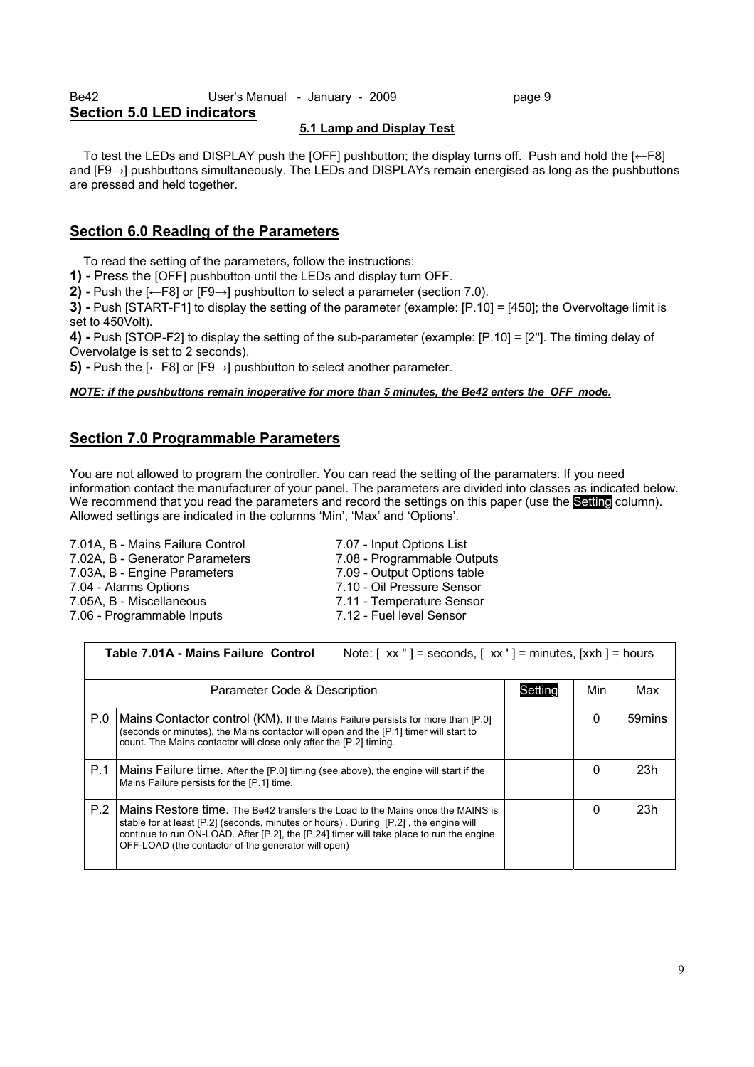## Section 5.0 LED indicators

### 5.1 Lamp and Display Test

To test the LEDs and DISPLAY push the [OFF] pushbutton; the display turns off. Push and hold the [←F8] and [F9→] pushbuttons simultaneously. The LEDs and DISPLAYs remain energised as long as the pushbuttons are pressed and held together.

## Section 6.0 Reading of the Parameters

To read the setting of the parameters, follow the instructions:

**1) -** Press the [OFF] pushbutton until the LEDs and display turn OFF.

**2) -** Push the [←F8] or [F9→] pushbutton to select a parameter (section 7.0).

**3) -** Push [START-F1] to display the setting of the parameter (example: [P.10] = [450]; the Overvoltage limit is set to 450Volt).

**4) -** Push [STOP-F2] to display the setting of the sub-parameter (example: [P.10] = [2"]. The timing delay of Overvolatge is set to 2 seconds).

**5) -** Push the [←F8] or [F9→] pushbutton to select another parameter.

***NOTE: if the pushbuttons remain inoperative for more than 5 minutes, the Be42 enters the OFF mode.***

## Section 7.0 Programmable Parameters

You are not allowed to program the controller. You can read the setting of the paramaters. If you need information contact the manufacturer of your panel. The parameters are divided into classes as indicated below. We recommend that you read the parameters and record the settings on this paper (use the Setting column). Allowed settings are indicated in the columns 'Min', 'Max' and 'Options'.

7.01A, B - Mains Failure Control
7.02A, B - Generator Parameters
7.03A, B - Engine Parameters
7.04 - Alarms Options
7.05A, B - Miscellaneous
7.06 - Programmable Inputs
7.07 - Input Options List
7.08 - Programmable Outputs
7.09 - Output Options table
7.10 - Oil Pressure Sensor
7.11 - Temperature Sensor
7.12 - Fuel level Sensor

**Table 7.01A - Mains Failure Control** Note: [ xx " ] = seconds, [ xx ' ] = minutes, [xxh ] = hours

| | Parameter Code & Description | Setting | Min | Max |
|---|---|---|---|---|
| P.0 | Mains Contactor control (KM). If the Mains Failure persists for more than [P.0] (seconds or minutes), the Mains contactor will open and the [P.1] timer will start to count. The Mains contactor will close only after the [P.2] timing. | | 0 | 59mins |
| P.1 | Mains Failure time. After the [P.0] timing (see above), the engine will start if the Mains Failure persists for the [P.1] time. | | 0 | 23h |
| P.2 | Mains Restore time. The Be42 transfers the Load to the Mains once the MAINS is stable for at least [P.2] (seconds, minutes or hours) . During [P.2] , the engine will continue to run ON-LOAD. After [P.2], the [P.24] timer will take place to run the engine OFF-LOAD (the contactor of the generator will open) | | 0 | 23h |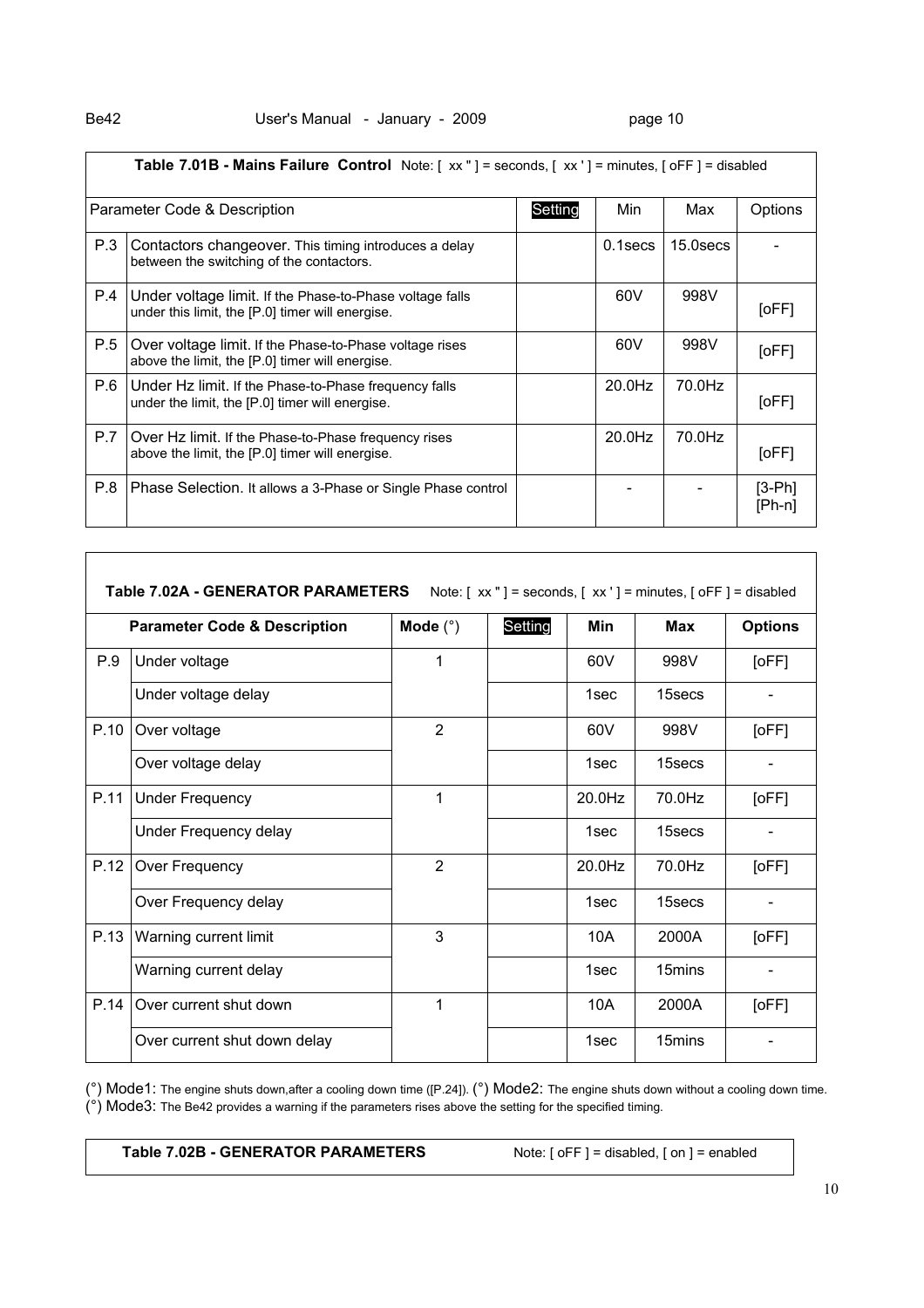**Table 7.01B - Mains Failure Control** Note: [ xx " ] = seconds, [ xx ' ] = minutes, [ oFF ] = disabled

| Parameter Code & Description | | Setting | Min | Max | Options |
|---|---|---|---|---|---|
| P.3 | Contactors changeover. This timing introduces a delay between the switching of the contactors. | | 0.1secs | 15.0secs | - |
| P.4 | Under voltage limit. If the Phase-to-Phase voltage falls under this limit, the [P.0] timer will energise. | | 60V | 998V | [oFF] |
| P.5 | Over voltage limit. If the Phase-to-Phase voltage rises above the limit, the [P.0] timer will energise. | | 60V | 998V | [oFF] |
| P.6 | Under Hz limit. If the Phase-to-Phase frequency falls under the limit, the [P.0] timer will energise. | | 20.0Hz | 70.0Hz | [oFF] |
| P.7 | Over Hz limit. If the Phase-to-Phase frequency rises above the limit, the [P.0] timer will energise. | | 20.0Hz | 70.0Hz | [oFF] |
| P.8 | Phase Selection. It allows a 3-Phase or Single Phase control | | - | - | [3-Ph] [Ph-n] |

**Table 7.02A - GENERATOR PARAMETERS** Note: [ xx " ] = seconds, [ xx ' ] = minutes, [ oFF ] = disabled

| **Parameter Code & Description** | | **Mode (°)** | Setting | **Min** | **Max** | **Options** |
|---|---|---|---|---|---|---|
| P.9 | Under voltage | 1 | | 60V | 998V | [oFF] |
| | Under voltage delay | | | 1sec | 15secs | - |
| P.10 | Over voltage | 2 | | 60V | 998V | [oFF] |
| | Over voltage delay | | | 1sec | 15secs | - |
| P.11 | Under Frequency | 1 | | 20.0Hz | 70.0Hz | [oFF] |
| | Under Frequency delay | | | 1sec | 15secs | - |
| P.12 | Over Frequency | 2 | | 20.0Hz | 70.0Hz | [oFF] |
| | Over Frequency delay | | | 1sec | 15secs | - |
| P.13 | Warning current limit | 3 | | 10A | 2000A | [oFF] |
| | Warning current delay | | | 1sec | 15mins | - |
| P.14 | Over current shut down | 1 | | 10A | 2000A | [oFF] |
| | Over current shut down delay | | | 1sec | 15mins | - |

(°) Mode1: The engine shuts down,after a cooling down time ([P.24]). (°) Mode2: The engine shuts down without a cooling down time.
(°) Mode3: The Be42 provides a warning if the parameters rises above the setting for the specified timing.

**Table 7.02B - GENERATOR PARAMETERS** Note: [ oFF ] = disabled, [ on ] = enabled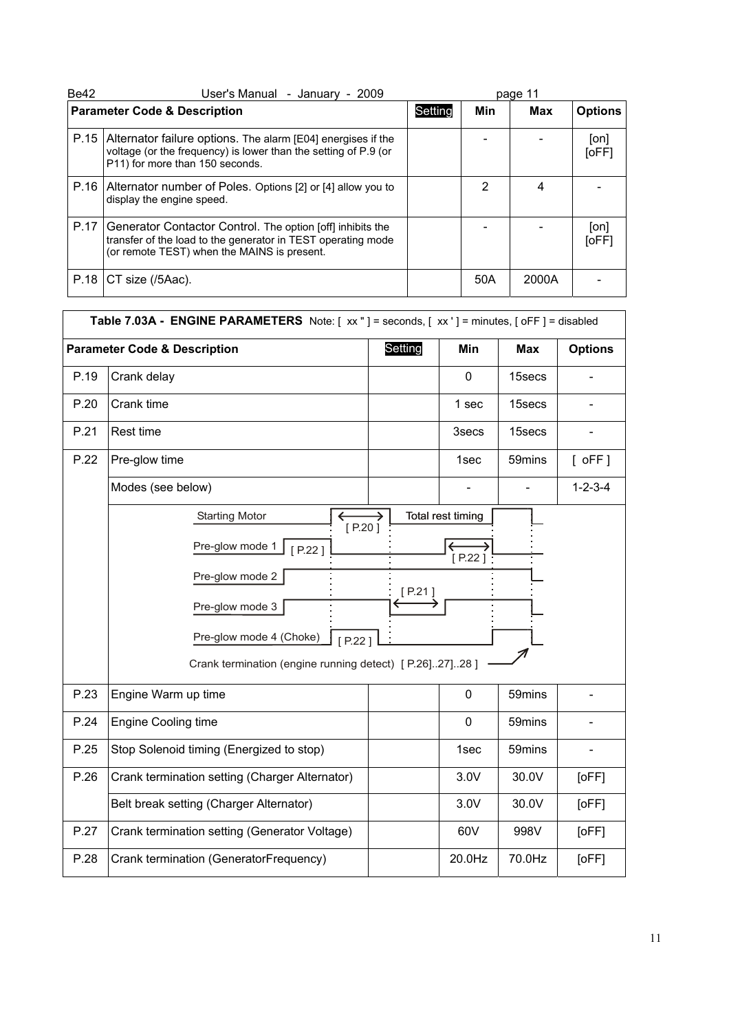| Parameter Code & Description | | Setting | Min | Max | Options |
|---|---|---|---|---|---|
| P.15 | Alternator failure options. The alarm [E04] energises if the voltage (or the frequency) is lower than the setting of P.9 (or P11) for more than 150 seconds. | | - | - | [on] [oFF] |
| P.16 | Alternator number of Poles. Options [2] or [4] allow you to display the engine speed. | | 2 | 4 | - |
| P.17 | Generator Contactor Control. The option [off] inhibits the transfer of the load to the generator in TEST operating mode (or remote TEST) when the MAINS is present. | | - | - | [on] [oFF] |
| P.18 | CT size (/5Aac). | | 50A | 2000A | - |

**Table 7.03A - ENGINE PARAMETERS** Note: [ xx " ] = seconds, [ xx ' ] = minutes, [ oFF ] = disabled

| Parameter Code & Description | | Setting | Min | Max | Options |
|---|---|---|---|---|---|
| P.19 | Crank delay | | 0 | 15secs | - |
| P.20 | Crank time | | 1 sec | 15secs | - |
| P.21 | Rest time | | 3secs | 15secs | - |
| P.22 | Pre-glow time | | 1sec | 59mins | [ oFF ] |
| | Modes (see below) | | - | - | 1-2-3-4 |
| | Starting Motor [ P.20 ] Total rest timing; Pre-glow mode 1 [ P.22 ] [ P.22 ]; Pre-glow mode 2; Pre-glow mode 3 [ P.21 ]; Pre-glow mode 4 (Choke) [ P.22 ]; Crank termination (engine running detect) [ P.26]..27]..28 ] | | | | |
| P.23 | Engine Warm up time | | 0 | 59mins | - |
| P.24 | Engine Cooling time | | 0 | 59mins | - |
| P.25 | Stop Solenoid timing (Energized to stop) | | 1sec | 59mins | - |
| P.26 | Crank termination setting (Charger Alternator) | | 3.0V | 30.0V | [oFF] |
| | Belt break setting (Charger Alternator) | | 3.0V | 30.0V | [oFF] |
| P.27 | Crank termination setting (Generator Voltage) | | 60V | 998V | [oFF] |
| P.28 | Crank termination (GeneratorFrequency) | | 20.0Hz | 70.0Hz | [oFF] |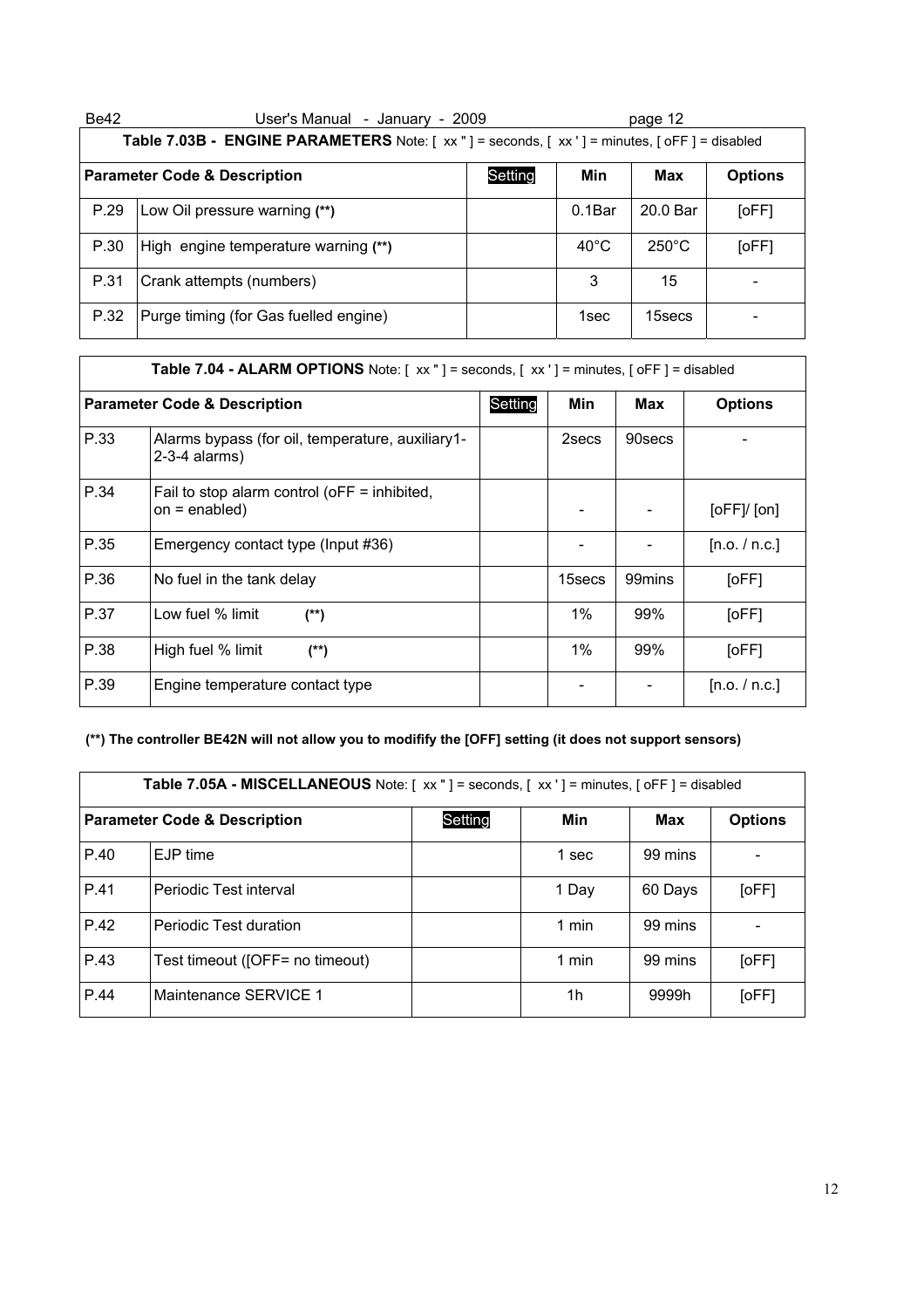| Table 7.03B - ENGINE PARAMETERS Note: [ xx " ] = seconds, [ xx ' ] = minutes, [ oFF ] = disabled | | | | | |
|---|---|---|---|---|---|
| **Parameter Code & Description** | | Setting | **Min** | **Max** | **Options** |
| P.29 | Low Oil pressure warning **(\*\*)** | | 0.1Bar | 20.0 Bar | [oFF] |
| P.30 | High engine temperature warning **(\*\*)** | | 40°C | 250°C | [oFF] |
| P.31 | Crank attempts (numbers) | | 3 | 15 | - |
| P.32 | Purge timing (for Gas fuelled engine) | | 1sec | 15secs | - |

| Table 7.04 - ALARM OPTIONS Note: [ xx " ] = seconds, [ xx ' ] = minutes, [ oFF ] = disabled | | | | | |
|---|---|---|---|---|---|
| **Parameter Code & Description** | | Setting | **Min** | **Max** | **Options** |
| P.33 | Alarms bypass (for oil, temperature, auxiliary1-2-3-4 alarms) | | 2secs | 90secs | - |
| P.34 | Fail to stop alarm control (oFF = inhibited, on = enabled) | | - | - | [oFF]/ [on] |
| P.35 | Emergency contact type (Input #36) | | - | - | [n.o. / n.c.] |
| P.36 | No fuel in the tank delay | | 15secs | 99mins | [oFF] |
| P.37 | Low fuel % limit **(\*\*)** | | 1% | 99% | [oFF] |
| P.38 | High fuel % limit **(\*\*)** | | 1% | 99% | [oFF] |
| P.39 | Engine temperature contact type | | - | - | [n.o. / n.c.] |

**(\*\*) The controller BE42N will not allow you to modifify the [OFF] setting (it does not support sensors)**

| Table 7.05A - MISCELLANEOUS Note: [ xx " ] = seconds, [ xx ' ] = minutes, [ oFF ] = disabled | | | | | |
|---|---|---|---|---|---|
| **Parameter Code & Description** | | Setting | **Min** | **Max** | **Options** |
| P.40 | EJP time | | 1 sec | 99 mins | - |
| P.41 | Periodic Test interval | | 1 Day | 60 Days | [oFF] |
| P.42 | Periodic Test duration | | 1 min | 99 mins | - |
| P.43 | Test timeout ([OFF= no timeout) | | 1 min | 99 mins | [oFF] |
| P.44 | Maintenance SERVICE 1 | | 1h | 9999h | [oFF] |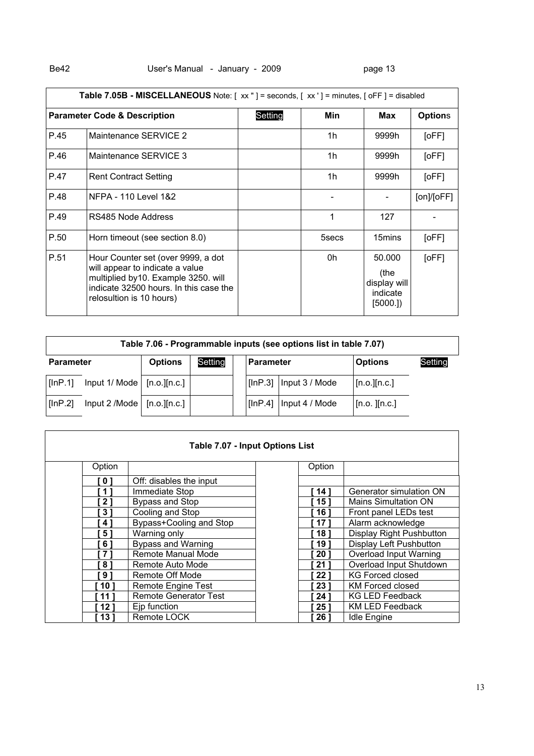| Table 7.05B - MISCELLANEOUS Note: [ xx " ] = seconds, [ xx ' ] = minutes, [ oFF ] = disabled | | | | | |
|---|---|---|---|---|---|
| **Parameter Code & Description** | | Setting | **Min** | **Max** | **Options** |
| P.45 | Maintenance SERVICE 2 | | 1h | 9999h | [oFF] |
| P.46 | Maintenance SERVICE 3 | | 1h | 9999h | [oFF] |
| P.47 | Rent Contract Setting | | 1h | 9999h | [oFF] |
| P.48 | NFPA - 110 Level 1&2 | | - | - | [on]/[oFF] |
| P.49 | RS485 Node Address | | 1 | 127 | - |
| P.50 | Horn timeout (see section 8.0) | | 5secs | 15mins | [oFF] |
| P.51 | Hour Counter set (over 9999, a dot will appear to indicate a value multiplied by10. Example 3250. will indicate 32500 hours. In this case the relosultion is 10 hours) | | 0h | 50.000 (the display will indicate [5000.]) | [oFF] |

| Table 7.06 - Programmable inputs (see options list in table 7.07) | | | | | | | |
|---|---|---|---|---|---|---|---|
| **Parameter** | | **Options** | Setting | **Parameter** | | **Options** | Setting |
| [InP.1] | Input 1/ Mode | [n.o.][n.c.] | | [InP.3] | Input 3 / Mode | [n.o.][n.c.] | |
| [InP.2] | Input 2 /Mode | [n.o.][n.c.] | | [InP.4] | Input 4 / Mode | [n.o. ][n.c.] | |

**Table 7.07 - Input Options List**

| Option | | Option | |
|---|---|---|---|
| [ 0 ] | Off: disables the input | | |
| [ 1 ] | Immediate Stop | [ 14 ] | Generator simulation ON |
| [ 2 ] | Bypass and Stop | [ 15 ] | Mains Simultation ON |
| [ 3 ] | Cooling and Stop | [ 16 ] | Front panel LEDs test |
| [ 4 ] | Bypass+Cooling and Stop | [ 17 ] | Alarm acknowledge |
| [ 5 ] | Warning only | [ 18 ] | Display Right Pushbutton |
| [ 6 ] | Bypass and Warning | [ 19 ] | Display Left Pushbutton |
| [ 7 ] | Remote Manual Mode | [ 20 ] | Overload Input Warning |
| [ 8 ] | Remote Auto Mode | [ 21 ] | Overload Input Shutdown |
| [ 9 ] | Remote Off Mode | [ 22 ] | KG Forced closed |
| [ 10 ] | Remote Engine Test | [ 23 ] | KM Forced closed |
| [ 11 ] | Remote Generator Test | [ 24 ] | KG LED Feedback |
| [ 12 ] | Ejp function | [ 25 ] | KM LED Feedback |
| [ 13 ] | Remote LOCK | [ 26 ] | Idle Engine |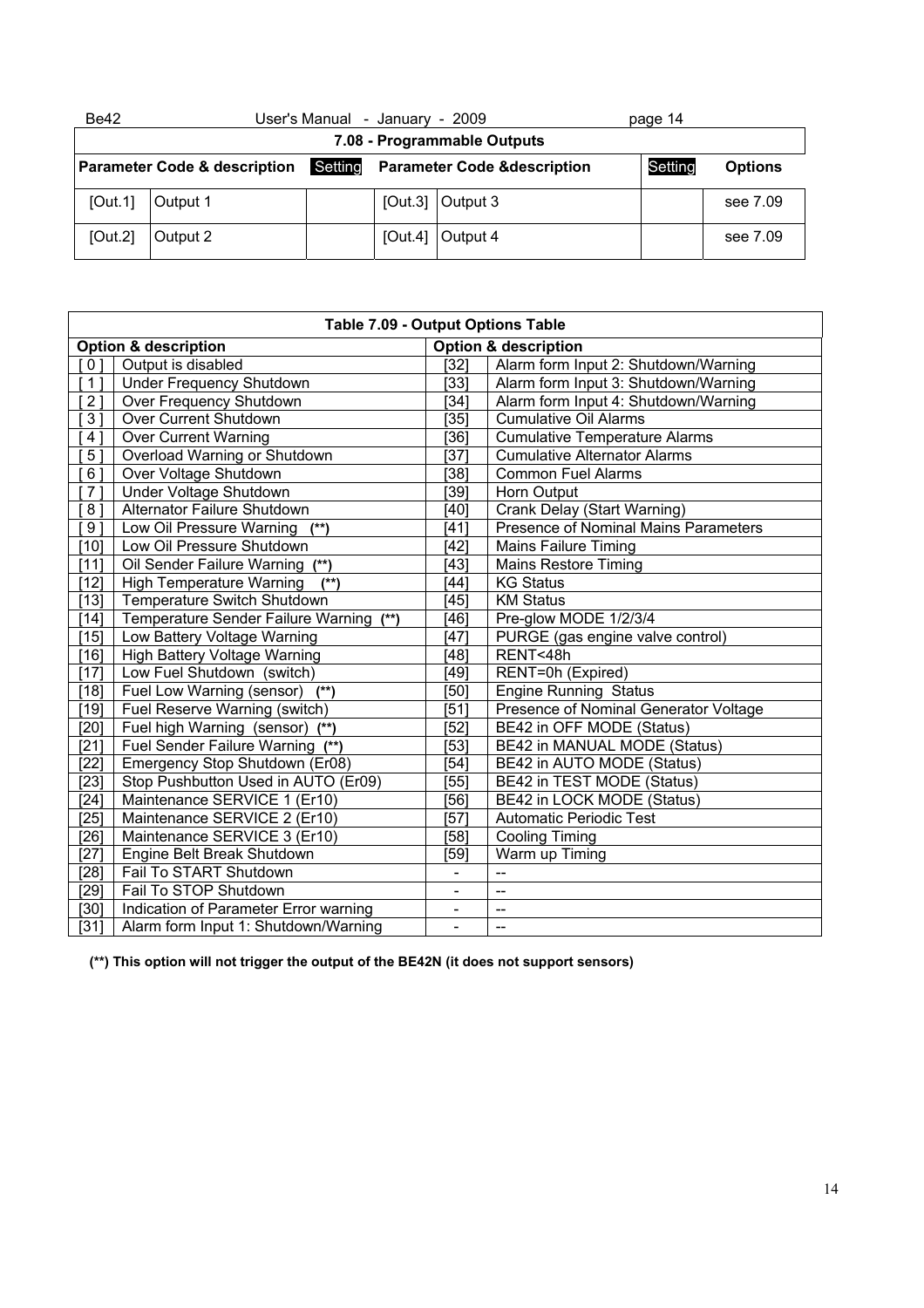## 7.08 - Programmable Outputs

| Parameter Code & description | | Setting | Parameter Code &description | | Setting | Options |
|---|---|---|---|---|---|---|
| [Out.1] | Output 1 | | [Out.3] | Output 3 | | see 7.09 |
| [Out.2] | Output 2 | | [Out.4] | Output 4 | | see 7.09 |

| Table 7.09 - Output Options Table | | | |
|---|---|---|---|
| **Option & description** | | **Option & description** | |
| [ 0 ] | Output is disabled | [32] | Alarm form Input 2: Shutdown/Warning |
| [ 1 ] | Under Frequency Shutdown | [33] | Alarm form Input 3: Shutdown/Warning |
| [ 2 ] | Over Frequency Shutdown | [34] | Alarm form Input 4: Shutdown/Warning |
| [ 3 ] | Over Current Shutdown | [35] | Cumulative Oil Alarms |
| [ 4 ] | Over Current Warning | [36] | Cumulative Temperature Alarms |
| [ 5 ] | Overload Warning or Shutdown | [37] | Cumulative Alternator Alarms |
| [ 6 ] | Over Voltage Shutdown | [38] | Common Fuel Alarms |
| [ 7 ] | Under Voltage Shutdown | [39] | Horn Output |
| [ 8 ] | Alternator Failure Shutdown | [40] | Crank Delay (Start Warning) |
| [ 9 ] | Low Oil Pressure Warning **(\*\*)** | [41] | Presence of Nominal Mains Parameters |
| [10] | Low Oil Pressure Shutdown | [42] | Mains Failure Timing |
| [11] | Oil Sender Failure Warning **(\*\*)** | [43] | Mains Restore Timing |
| [12] | High Temperature Warning **(\*\*)** | [44] | KG Status |
| [13] | Temperature Switch Shutdown | [45] | KM Status |
| [14] | Temperature Sender Failure Warning **(\*\*)** | [46] | Pre-glow MODE 1/2/3/4 |
| [15] | Low Battery Voltage Warning | [47] | PURGE (gas engine valve control) |
| [16] | High Battery Voltage Warning | [48] | RENT<48h |
| [17] | Low Fuel Shutdown (switch) | [49] | RENT=0h (Expired) |
| [18] | Fuel Low Warning (sensor) **(\*\*)** | [50] | Engine Running Status |
| [19] | Fuel Reserve Warning (switch) | [51] | Presence of Nominal Generator Voltage |
| [20] | Fuel high Warning (sensor) **(\*\*)** | [52] | BE42 in OFF MODE (Status) |
| [21] | Fuel Sender Failure Warning **(\*\*)** | [53] | BE42 in MANUAL MODE (Status) |
| [22] | Emergency Stop Shutdown (Er08) | [54] | BE42 in AUTO MODE (Status) |
| [23] | Stop Pushbutton Used in AUTO (Er09) | [55] | BE42 in TEST MODE (Status) |
| [24] | Maintenance SERVICE 1 (Er10) | [56] | BE42 in LOCK MODE (Status) |
| [25] | Maintenance SERVICE 2 (Er10) | [57] | Automatic Periodic Test |
| [26] | Maintenance SERVICE 3 (Er10) | [58] | Cooling Timing |
| [27] | Engine Belt Break Shutdown | [59] | Warm up Timing |
| [28] | Fail To START Shutdown | - | -- |
| [29] | Fail To STOP Shutdown | - | -- |
| [30] | Indication of Parameter Error warning | - | -- |
| [31] | Alarm form Input 1: Shutdown/Warning | - | -- |

**(\*\*) This option will not trigger the output of the BE42N (it does not support sensors)**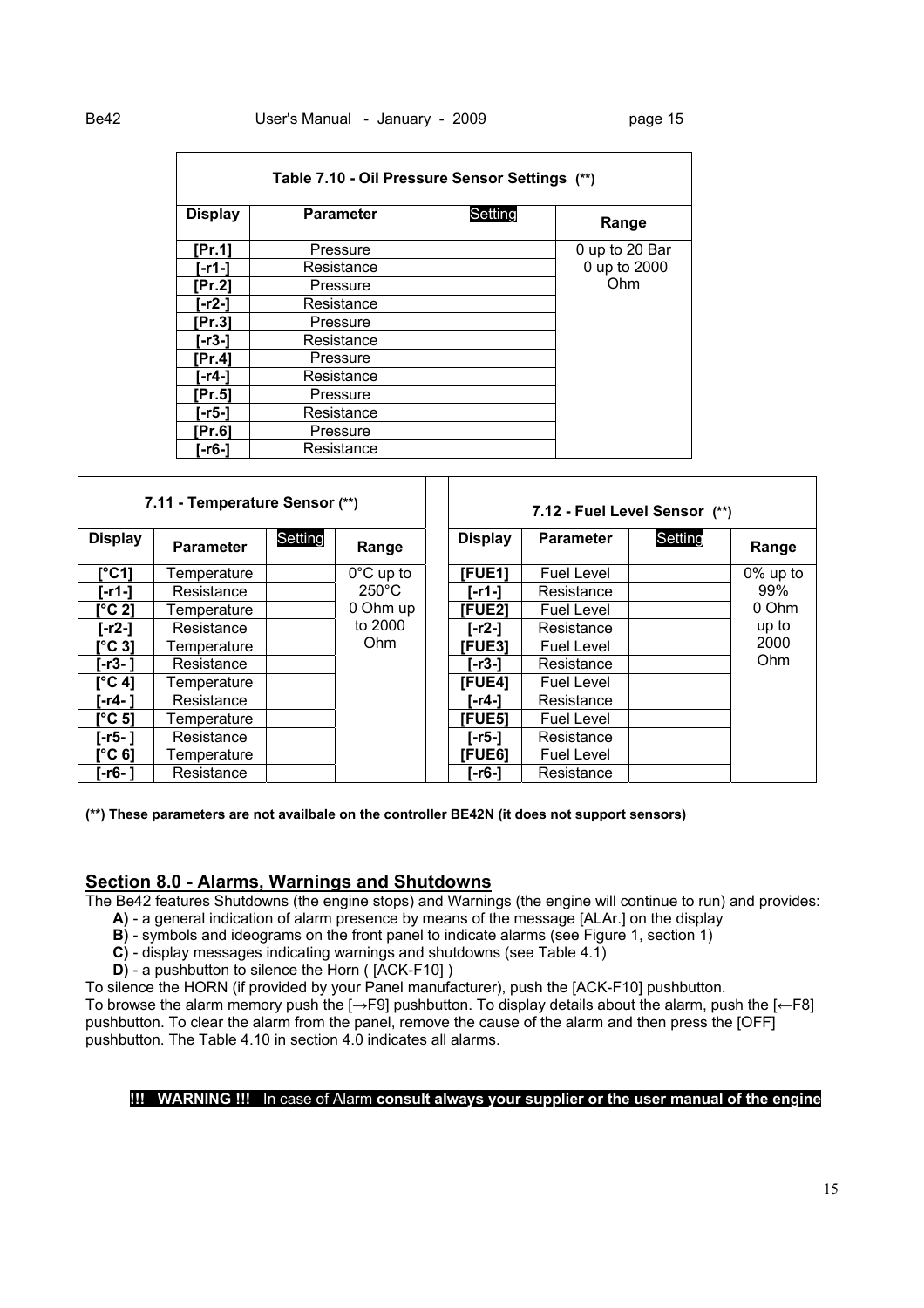**Table 7.10 - Oil Pressure Sensor Settings (\*\*)**

| Display | Parameter | Setting | Range |
|---|---|---|---|
| **[Pr.1]** | Pressure | | 0 up to 20 Bar 0 up to 2000 Ohm |
| **[-r1-]** | Resistance | | |
| **[Pr.2]** | Pressure | | |
| **[-r2-]** | Resistance | | |
| **[Pr.3]** | Pressure | | |
| **[-r3-]** | Resistance | | |
| **[Pr.4]** | Pressure | | |
| **[-r4-]** | Resistance | | |
| **[Pr.5]** | Pressure | | |
| **[-r5-]** | Resistance | | |
| **[Pr.6]** | Pressure | | |
| **[-r6-]** | Resistance | | |

**7.11 - Temperature Sensor (\*\*)**

| Display | Parameter | Setting | Range |
|---|---|---|---|
| **[°C1]** | Temperature | | 0°C up to 250°C 0 Ohm up to 2000 Ohm |
| **[-r1-]** | Resistance | | |
| **[°C 2]** | Temperature | | |
| **[-r2-]** | Resistance | | |
| **[°C 3]** | Temperature | | |
| **[-r3- ]** | Resistance | | |
| **[°C 4]** | Temperature | | |
| **[-r4- ]** | Resistance | | |
| **[°C 5]** | Temperature | | |
| **[-r5- ]** | Resistance | | |
| **[°C 6]** | Temperature | | |
| **[-r6- ]** | Resistance | | |

**7.12 - Fuel Level Sensor (\*\*)**

| Display | Parameter | Setting | Range |
|---|---|---|---|
| **[FUE1]** | Fuel Level | | 0% up to 99% 0 Ohm up to 2000 Ohm |
| **[-r1-]** | Resistance | | |
| **[FUE2]** | Fuel Level | | |
| **[-r2-]** | Resistance | | |
| **[FUE3]** | Fuel Level | | |
| **[-r3-]** | Resistance | | |
| **[FUE4]** | Fuel Level | | |
| **[-r4-]** | Resistance | | |
| **[FUE5]** | Fuel Level | | |
| **[-r5-]** | Resistance | | |
| **[FUE6]** | Fuel Level | | |
| **[-r6-]** | Resistance | | |

**(\*\*) These parameters are not availbale on the controller BE42N (it does not support sensors)**

## Section 8.0 - Alarms, Warnings and Shutdowns

The Be42 features Shutdowns (the engine stops) and Warnings (the engine will continue to run) and provides:

- **A)** - a general indication of alarm presence by means of the message [ALAr.] on the display
- **B)** - symbols and ideograms on the front panel to indicate alarms (see Figure 1, section 1)
- **C)** - display messages indicating warnings and shutdowns (see Table 4.1)
- **D)** - a pushbutton to silence the Horn ( [ACK-F10] )

To silence the HORN (if provided by your Panel manufacturer), push the [ACK-F10] pushbutton.
To browse the alarm memory push the [→F9] pushbutton. To display details about the alarm, push the [←F8] pushbutton. To clear the alarm from the panel, remove the cause of the alarm and then press the [OFF] pushbutton. The Table 4.10 in section 4.0 indicates all alarms.

**!!! WARNING !!!** In case of Alarm **consult always your supplier or the user manual of the engine**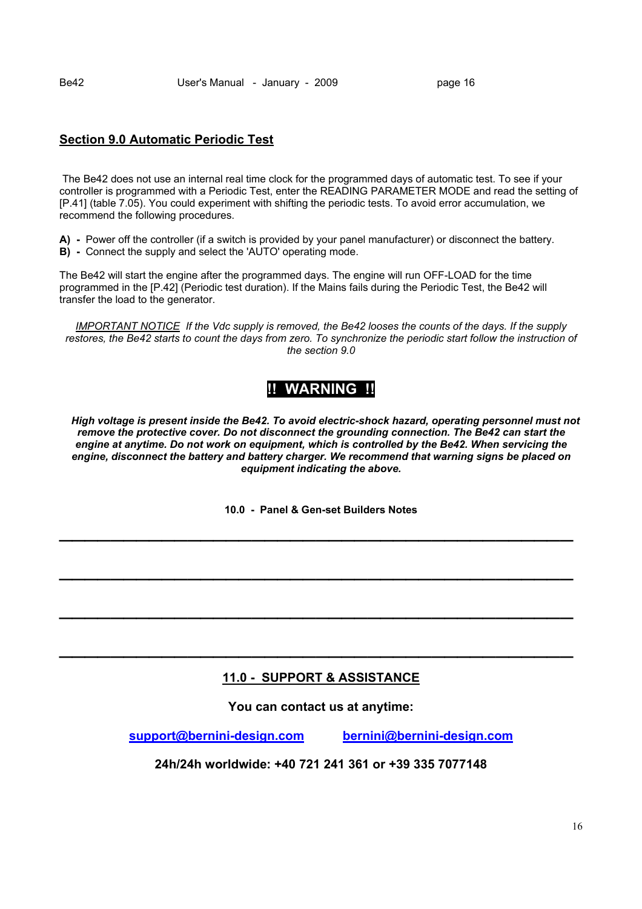## Section 9.0 Automatic Periodic Test

The Be42 does not use an internal real time clock for the programmed days of automatic test. To see if your controller is programmed with a Periodic Test, enter the READING PARAMETER MODE and read the setting of [P.41] (table 7.05). You could experiment with shifting the periodic tests. To avoid error accumulation, we recommend the following procedures.

**A) -** Power off the controller (if a switch is provided by your panel manufacturer) or disconnect the battery.
**B) -** Connect the supply and select the 'AUTO' operating mode.

The Be42 will start the engine after the programmed days. The engine will run OFF-LOAD for the time programmed in the [P.42] (Periodic test duration). If the Mains fails during the Periodic Test, the Be42 will transfer the load to the generator.

*IMPORTANT NOTICE If the Vdc supply is removed, the Be42 looses the counts of the days. If the supply restores, the Be42 starts to count the days from zero. To synchronize the periodic start follow the instruction of the section 9.0*

**!! WARNING !!**

***High voltage is present inside the Be42. To avoid electric-shock hazard, operating personnel must not remove the protective cover. Do not disconnect the grounding connection. The Be42 can start the engine at anytime. Do not work on equipment, which is controlled by the Be42. When servicing the engine, disconnect the battery and battery charger. We recommend that warning signs be placed on equipment indicating the above.***

**10.0 - Panel & Gen-set Builders Notes**

\_\_\_\_\_\_\_\_\_\_\_\_\_\_\_\_\_\_\_\_\_\_\_\_\_\_\_\_\_\_\_\_\_\_\_\_\_\_\_\_\_\_\_\_\_\_\_\_\_\_\_\_\_\_\_\_\_\_\_\_\_\_

\_\_\_\_\_\_\_\_\_\_\_\_\_\_\_\_\_\_\_\_\_\_\_\_\_\_\_\_\_\_\_\_\_\_\_\_\_\_\_\_\_\_\_\_\_\_\_\_\_\_\_\_\_\_\_\_\_\_\_\_\_\_

\_\_\_\_\_\_\_\_\_\_\_\_\_\_\_\_\_\_\_\_\_\_\_\_\_\_\_\_\_\_\_\_\_\_\_\_\_\_\_\_\_\_\_\_\_\_\_\_\_\_\_\_\_\_\_\_\_\_\_\_\_\_

\_\_\_\_\_\_\_\_\_\_\_\_\_\_\_\_\_\_\_\_\_\_\_\_\_\_\_\_\_\_\_\_\_\_\_\_\_\_\_\_\_\_\_\_\_\_\_\_\_\_\_\_\_\_\_\_\_\_\_\_\_\_

## 11.0 - SUPPORT & ASSISTANCE

**You can contact us at anytime:**

**support@bernini-design.com** **bernini@bernini-design.com**

**24h/24h worldwide: +40 721 241 361 or +39 335 7077148**